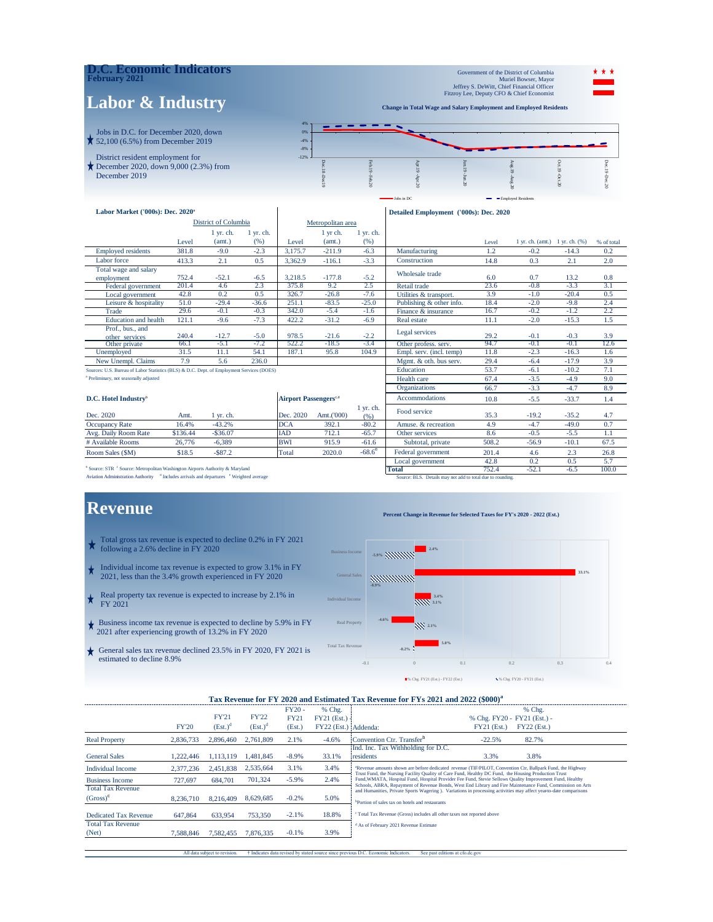# D.C. Economic Indicators

**February 2021**

Government of the District of Columbia
Muriel Bowser, Mayor
Jeffrey S. DeWitt, Chief Financial Officer
Fitzroy Lee, Deputy CFO & Chief Economist

## Labor & Industry

- Jobs in D.C. for December 2020, down 52,100 (6.5%) from December 2019
- District resident employment for December 2020, down 9,000 (2.3%) from December 2019

**Change in Total Wage and Salary Employment and Employed Residents**

(Chart: Jobs in DC; Employed Residents — Dec.18-Dec19 through Dec.19-Dec.20)

### Labor Market ('000s): Dec. 2020[a]

| | District of Columbia | | | Metropolitan area | | |
|---|---|---|---|---|---|---|
| | Level | 1 yr. ch. (amt.) | 1 yr. ch. (%) | Level | 1 yr ch. (amt.) | 1 yr. ch. (%) |
| Employed residents | 381.8 | -9.0 | -2.3 | 3,175.7 | -211.9 | -6.3 |
| Labor force | 413.3 | 2.1 | 0.5 | 3,362.9 | -116.1 | -3.3 |
| Total wage and salary employment | 752.4 | -52.1 | -6.5 | 3,218.5 | -177.8 | -5.2 |
| Federal government | 201.4 | 4.6 | 2.3 | 375.8 | 9.2 | 2.5 |
| Local government | 42.8 | 0.2 | 0.5 | 326.7 | -26.8 | -7.6 |
| Leisure & hospitality | 51.0 | -29.4 | -36.6 | 251.1 | -83.5 | -25.0 |
| Trade | 29.6 | -0.1 | -0.3 | 342.0 | -5.4 | -1.6 |
| Education and health | 121.1 | -9.6 | -7.3 | 422.2 | -31.2 | -6.9 |
| Prof., bus., and other services | 240.4 | -12.7 | -5.0 | 978.5 | -21.6 | -2.2 |
| Other private | 66.1 | -5.1 | -7.2 | 522.2 | -18.5 | -3.4 |
| Unemployed | 31.5 | 11.1 | 54.1 | 187.1 | 95.8 | 104.9 |
| New Unempl. Claims | 7.9 | 5.6 | 236.0 | | | |

Sources: U.S. Bureau of Labor Statistics (BLS) & D.C. Dept. of Employment Services (DOES)
[a] Preliminary, not seasonally adjusted

### Detailed Employment ('000s): Dec. 2020

| | Level | 1 yr. ch. (amt.) | 1 yr. ch. (%) | % of total |
|---|---|---|---|---|
| Manufacturing | 1.2 | -0.2 | -14.3 | 0.2 |
| Construction | 14.8 | 0.3 | 2.1 | 2.0 |
| Wholesale trade | 6.0 | 0.7 | 13.2 | 0.8 |
| Retail trade | 23.6 | -0.8 | -3.3 | 3.1 |
| Utilities & transport. | 3.9 | -1.0 | -20.4 | 0.5 |
| Publishing & other info. | 18.4 | -2.0 | -9.8 | 2.4 |
| Finance & insurance | 16.7 | -0.2 | -1.2 | 2.2 |
| Real estate | 11.1 | -2.0 | -15.3 | 1.5 |
| Legal services | 29.2 | -0.1 | -0.3 | 3.9 |
| Other profess. serv. | 94.7 | -0.1 | -0.1 | 12.6 |
| Empl. serv. (incl. temp) | 11.8 | -2.3 | -16.3 | 1.6 |
| Mgmt. & oth. bus serv. | 29.4 | -6.4 | -17.9 | 3.9 |
| Education | 53.7 | -6.1 | -10.2 | 7.1 |
| Health care | 67.4 | -3.5 | -4.9 | 9.0 |
| Organizations | 66.7 | -3.3 | -4.7 | 8.9 |
| Accommodations | 10.8 | -5.5 | -33.7 | 1.4 |
| Food service | 35.3 | -19.2 | -35.2 | 4.7 |
| Amuse. & recreation | 4.9 | -4.7 | -49.0 | 0.7 |
| Other services | 8.6 | -0.5 | -5.5 | 1.1 |
| Subtotal, private | 508.2 | -56.9 | -10.1 | 67.5 |
| Federal government | 201.4 | 4.6 | 2.3 | 26.8 |
| Local government | 42.8 | 0.2 | 0.5 | 5.7 |
| **Total** | 752.4 | -52.1 | -6.5 | 100.0 |

Source: BLS. Details may not add to total due to rounding.

### D.C. Hotel Industry[b]

| Dec. 2020 | Amt. | 1 yr. ch. |
|---|---|---|
| Occupancy Rate | 16.4% | -43.2% |
| Avg. Daily Room Rate | $136.44 | -$36.07 |
| # Available Rooms | 26,776 | -6,389 |
| Room Sales ($M) | $18.5 | -$87.2 |

### Airport Passengers[c,d]

| Dec. 2020 | Amt.('000) | 1 yr. ch. (%) |
|---|---|---|
| DCA | 392.1 | -80.2 |
| IAD | 712.1 | -65.7 |
| BWI | 915.9 | -61.6 |
| Total | 2020.0 | -68.6[e] |

[b] Source: STR [c] Source: Metropolitan Washington Airports Authority & Maryland Aviation Administration Authority [d] Includes arrivals and departures [e] Weighted average

## Revenue

- Total gross tax revenue is expected to decline 0.2% in FY 2021 following a 2.6% decline in FY 2020
- Individual income tax revenue is expected to grow 3.1% in FY 2021, less than the 3.4% growth experienced in FY 2020
- Real property tax revenue is expected to increase by 2.1% in FY 2021
- Business income tax revenue is expected to decline by 5.9% in FY 2021 after experiencing growth of 13.2% in FY 2020
- General sales tax revenue declined 23.5% in FY 2020, FY 2021 is estimated to decline 8.9%

**Percent Change in Revenue for Selected Taxes for FY's 2020 - 2022 (Est.)**

| | % Chg. FY20 - FY21 (Est.) | % Chg. FY21 (Est.) - FY22 (Est.) |
|---|---|---|
| Business Income | -5.9% | 2.4% |
| General Sales | -8.9% | 33.1% |
| Individual Income | 3.1% | 3.4% |
| Real Property | 2.1% | -4.6% |
| Total Tax Revenue | -0.2% | 5.0% |

### Tax Revenue for FY 2020 and Estimated Tax Revenue for FYs 2021 and 2022 ($000)[a]

| | FY'20 | FY'21 (Est.)[d] | FY'22 (Est.)[d] | FY20 - FY21 (Est.) | % Chg. FY21 (Est.) - FY22 (Est.) |
|---|---|---|---|---|---|
| Real Property | 2,836,733 | 2,896,460 | 2,761,809 | 2.1% | -4.6% |
| General Sales | 1,222,446 | 1,113,119 | 1,481,845 | -8.9% | 33.1% |
| Individual Income | 2,377,236 | 2,451,838 | 2,535,664 | 3.1% | 3.4% |
| Business Income | 727,697 | 684,701 | 701,324 | -5.9% | 2.4% |
| Total Tax Revenue (Gross)[c] | 8,236,710 | 8,216,409 | 8,629,685 | -0.2% | 5.0% |
| Dedicated Tax Revenue | 647,864 | 633,954 | 753,350 | -2.1% | 18.8% |
| Total Tax Revenue (Net) | 7,588,846 | 7,582,455 | 7,876,335 | -0.1% | 3.9% |

| Addenda: | % Chg. FY20 - FY21 (Est.) | % Chg. FY21 (Est.) - FY22 (Est.) |
|---|---|---|
| Convention Ctr. Transfer[b] | -22.5% | 82.7% |
| Ind. Inc. Tax Withholding for D.C. residents | 3.3% | 3.8% |

[a] Revenue amounts shown are before dedicated revenue (TIF/PILOT, Convention Ctr, Ballpark Fund, the Highway Trust Fund, the Nursing Facility Quality of Care Fund, Healthy DC Fund, the Housing Production Trust Fund, WMATA, Hospital Fund, Hospital Provider Fee Fund, Stevie Sellows Quality Improvement Fund, Healthy Schools, ABRA, Repayment of Revenue Bonds, West End Library and Fire Maintenance Fund, Commission on Arts and Humanities, Private Sports Wagering ). Variations in processing activities may affect year-to-date comparisons

[b] Portion of sales tax on hotels and restaurants

[c] Total Tax Revenue (Gross) includes all other taxes not reported above

[d] As of February 2021 Revenue Estimate

All data subject to revision. † Indicates data revised by stated source since previous D.C. Economic Indicators. See past editions at cfo.dc.gov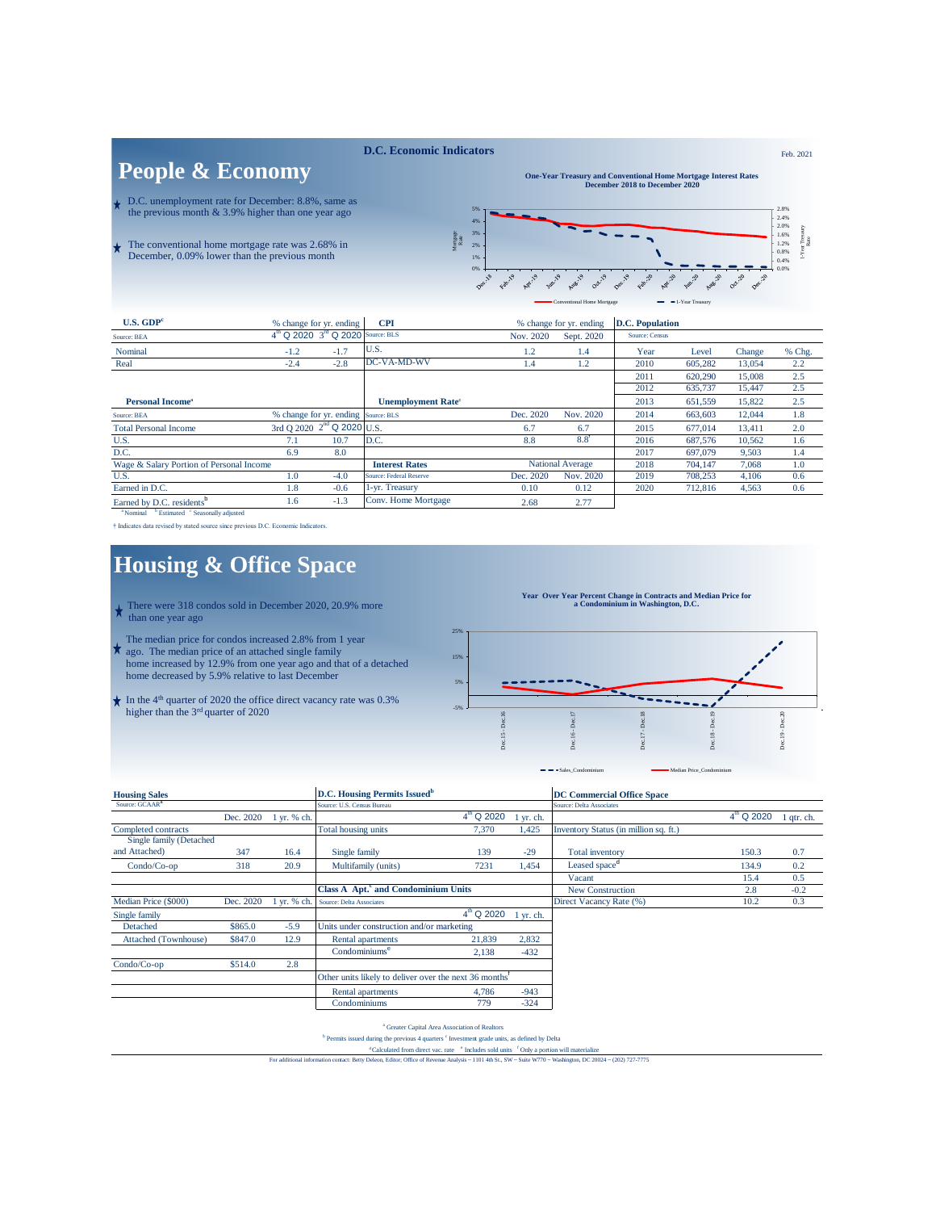D.C. Economic Indicators

Feb. 2021

# People & Economy

- D.C. unemployment rate for December: 8.8%, same as the previous month & 3.9% higher than one year ago
- The conventional home mortgage rate was 2.68% in December, 0.09% lower than the previous month

**One-Year Treasury and Conventional Home Mortgage Interest Rates December 2018 to December 2020**

Mortgage Rate: 5% 4% 3% 2% 1% 0%

1-Year Treasury Rate: 2.8% 2.4% 2.0% 1.6% 1.2% 0.8% 0.4% 0.0%

Dec-18 Feb-19 Apr-19 Jun-19 Aug-19 Oct-19 Dec-19 Feb-20 Apr-20 Jun-20 Aug-20 Oct-20 Dec-20

Conventional Home Mortgage — 1-Year Treasury

| U.S. GDP[c] | % change for yr. ending | |
|---|---|---|
| Source: BEA | 4th Q 2020 | 3rd Q 2020 |
| Nominal | -1.2 | -1.7 |
| Real | -2.4 | -2.8 |

| Personal Income[a] | % change for yr. ending | |
|---|---|---|
| Source: BEA | | |
| Total Personal Income | 3rd Q 2020 | 2nd Q 2020 |
| U.S. | 7.1 | 10.7 |
| D.C. | 6.9 | 8.0 |
| Wage & Salary Portion of Personal Income | | |
| U.S. | 1.0 | -4.0 |
| Earned in D.C. | 1.8 | -0.6 |
| Earned by D.C. residents[b] | 1.6 | -1.3 |

[a] Nominal [b] Estimated [c] Seasonally adjusted

| CPI | % change for yr. ending | |
|---|---|---|
| Source: BLS | Nov. 2020 | Sept. 2020 |
| U.S. | 1.2 | 1.4 |
| DC-VA-MD-WV | 1.4 | 1.2 |

| Unemployment Rate[c] | | |
|---|---|---|
| Source: BLS | Dec. 2020 | Nov. 2020 |
| U.S. | 6.7 | 6.7 |
| D.C. | 8.8 | 8.8† |

| Interest Rates | National Average | |
|---|---|---|
| Source: Federal Reserve | Dec. 2020 | Nov. 2020 |
| 1-yr. Treasury | 0.10 | 0.12 |
| Conv. Home Mortgage | 2.68 | 2.77 |

| D.C. Population | | | |
|---|---|---|---|
| Source: Census | | | |
| Year | Level | Change | % Chg. |
| 2010 | 605,282 | 13,054 | 2.2 |
| 2011 | 620,290 | 15,008 | 2.5 |
| 2012 | 635,737 | 15,447 | 2.5 |
| 2013 | 651,559 | 15,822 | 2.5 |
| 2014 | 663,603 | 12,044 | 1.8 |
| 2015 | 677,014 | 13,411 | 2.0 |
| 2016 | 687,576 | 10,562 | 1.6 |
| 2017 | 697,079 | 9,503 | 1.4 |
| 2018 | 704,147 | 7,068 | 1.0 |
| 2019 | 708,253 | 4,106 | 0.6 |
| 2020 | 712,816 | 4,563 | 0.6 |

† Indicates data revised by stated source since previous D.C. Economic Indicators.

# Housing & Office Space

- There were 318 condos sold in December 2020, 20.9% more than one year ago
- The median price for condos increased 2.8% from 1 year ago. The median price of an attached single family home increased by 12.9% from one year ago and that of a detached home decreased by 5.9% relative to last December
- In the 4th quarter of 2020 the office direct vacancy rate was 0.3% higher than the 3rd quarter of 2020

**Year Over Year Percent Change in Contracts and Median Price for a Condominium in Washington, D.C.**

25% 15% 5% -5%

Dec.15-Dec.16 Dec.16-Dec.17 Dec.17-Dec.18 Dec.18-Dec.19 Dec.19-Dec.20

Sales_Condominium — Median Price_Condominium

| Housing Sales | | |
|---|---|---|
| Source: GCAAR[a] | Dec. 2020 | 1 yr. % ch. |
| Completed contracts | | |
| Single family (Detached and Attached) | 347 | 16.4 |
| Condo/Co-op | 318 | 20.9 |
| Median Price ($000) | Dec. 2020 | 1 yr. % ch. |
| Single family | | |
| Detached | $865.0 | -5.9 |
| Attached (Townhouse) | $847.0 | 12.9 |
| Condo/Co-op | $514.0 | 2.8 |

| D.C. Housing Permits Issued[b] | | |
|---|---|---|
| Source: U.S. Census Bureau | 4th Q 2020 | 1 yr. ch. |
| Total housing units | 7,370 | 1,425 |
| Single family | 139 | -29 |
| Multifamily (units) | 7231 | 1,454 |

| Class A Apt.[c] and Condominium Units | | |
|---|---|---|
| Source: Delta Associates | 4th Q 2020 | 1 yr. ch. |
| Units under construction and/or marketing | | |
| Rental apartments | 21,839 | 2,832 |
| Condominiums[e] | 2,138 | -432 |
| Other units likely to deliver over the next 36 months[f] | | |
| Rental apartments | 4,786 | -943 |
| Condominiums | 779 | -324 |

| DC Commercial Office Space | | |
|---|---|---|
| Source: Delta Associates | 4th Q 2020 | 1 qtr. ch. |
| Inventory Status (in million sq. ft.) | | |
| Total inventory | 150.3 | 0.7 |
| Leased space[d] | 134.9 | 0.2 |
| Vacant | 15.4 | 0.5 |
| New Construction | 2.8 | -0.2 |
| Direct Vacancy Rate (%) | 10.2 | 0.3 |

[a] Greater Capital Area Association of Realtors

[b] Permits issued during the previous 4 quarters [c] Investment grade units, as defined by Delta

[d] Calculated from direct vac. rate [e] Includes sold units [f] Only a portion will materialize

For additional information contact: Betty Deleon, Editor, Office of Revenue Analysis ~ 1101 4th St., SW ~ Suite W770 ~ Washington, DC 20024 ~ (202) 727-7775